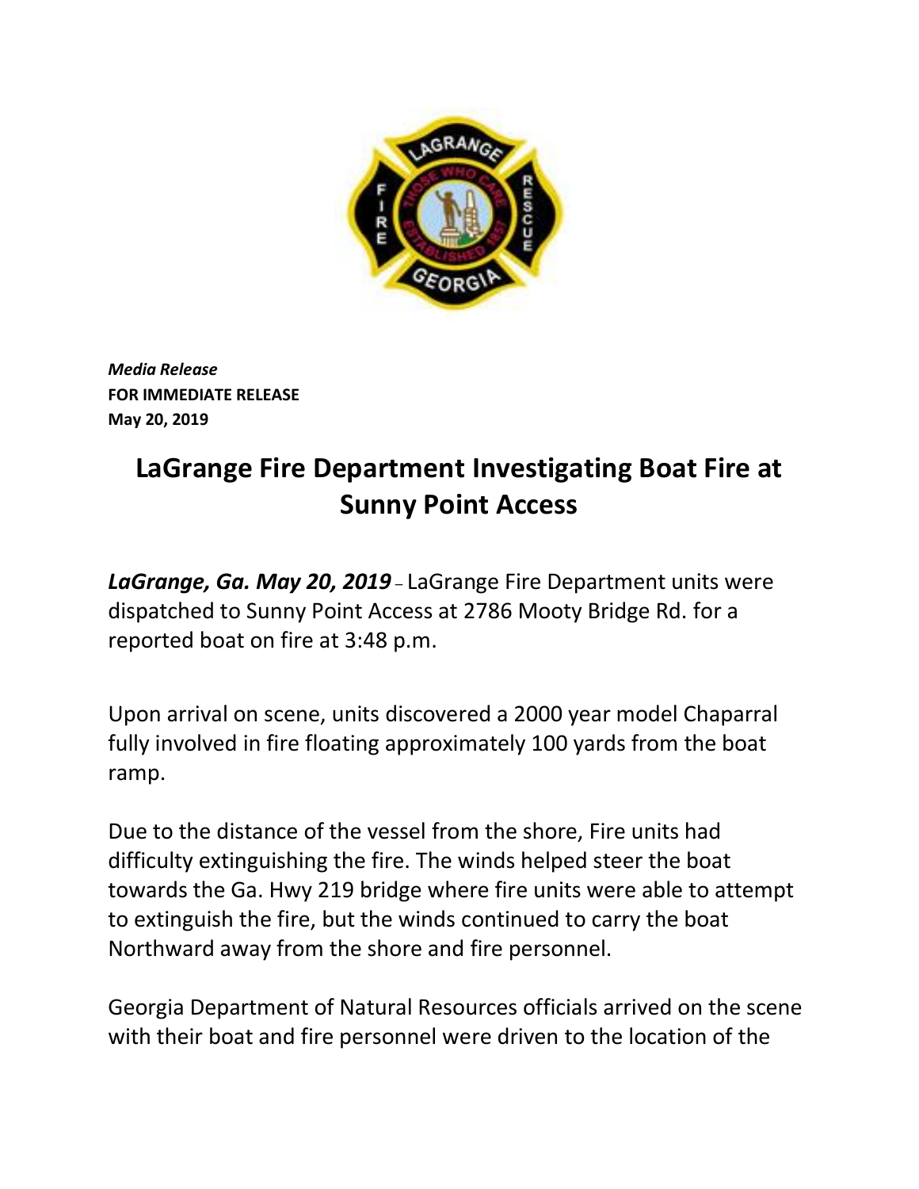*Media Release*
**FOR IMMEDIATE RELEASE**
**May 20, 2019**

# LaGrange Fire Department Investigating Boat Fire at Sunny Point Access

***LaGrange, Ga. May 20, 2019*** – LaGrange Fire Department units were dispatched to Sunny Point Access at 2786 Mooty Bridge Rd. for a reported boat on fire at 3:48 p.m.

Upon arrival on scene, units discovered a 2000 year model Chaparral fully involved in fire floating approximately 100 yards from the boat ramp.

Due to the distance of the vessel from the shore, Fire units had difficulty extinguishing the fire. The winds helped steer the boat towards the Ga. Hwy 219 bridge where fire units were able to attempt to extinguish the fire, but the winds continued to carry the boat Northward away from the shore and fire personnel.

Georgia Department of Natural Resources officials arrived on the scene with their boat and fire personnel were driven to the location of the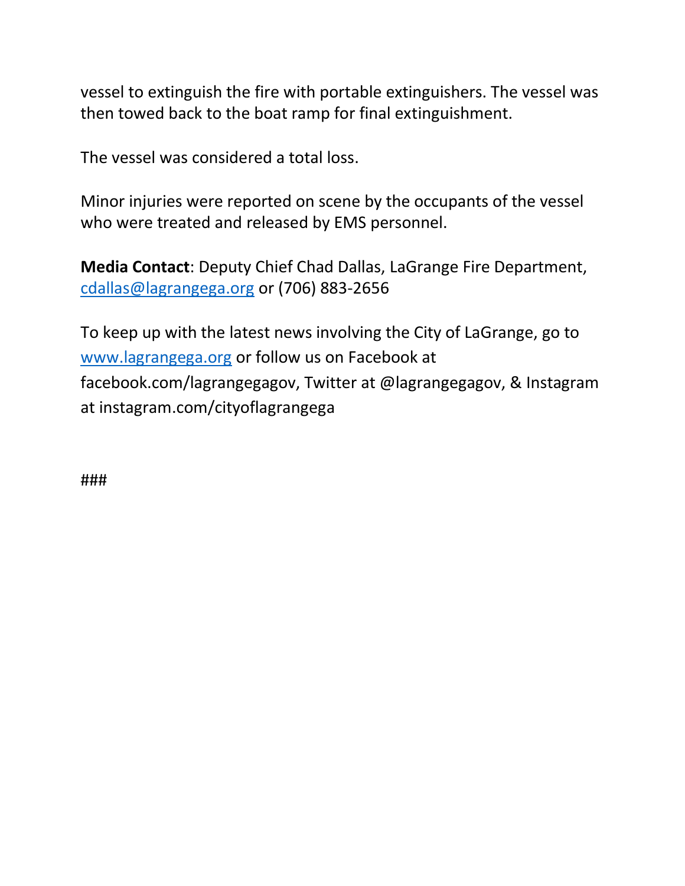vessel to extinguish the fire with portable extinguishers. The vessel was then towed back to the boat ramp for final extinguishment.

The vessel was considered a total loss.

Minor injuries were reported on scene by the occupants of the vessel who were treated and released by EMS personnel.

**Media Contact**: Deputy Chief Chad Dallas, LaGrange Fire Department, cdallas@lagrangega.org or (706) 883-2656

To keep up with the latest news involving the City of LaGrange, go to www.lagrangega.org or follow us on Facebook at facebook.com/lagrangegagov, Twitter at @lagrangegagov, & Instagram at instagram.com/cityoflagrangega

###